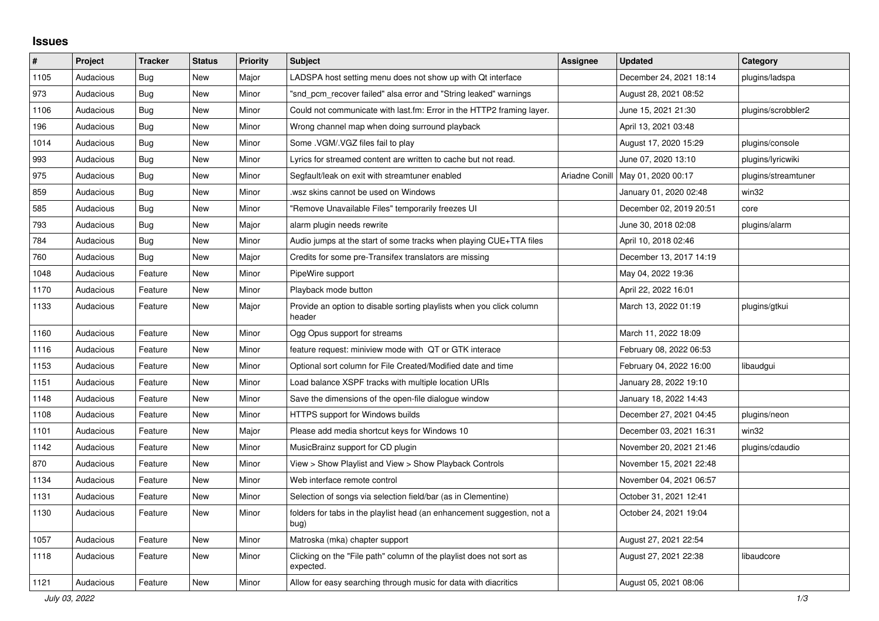## Issues

| # | Project | Tracker | Status | Priority | Subject | Assignee | Updated | Category |
|---|---|---|---|---|---|---|---|---|
| 1105 | Audacious | Bug | New | Major | LADSPA host setting menu does not show up with Qt interface | | December 24, 2021 18:14 | plugins/ladspa |
| 973 | Audacious | Bug | New | Minor | "snd_pcm_recover failed" alsa error and "String leaked" warnings | | August 28, 2021 08:52 | |
| 1106 | Audacious | Bug | New | Minor | Could not communicate with last.fm: Error in the HTTP2 framing layer. | | June 15, 2021 21:30 | plugins/scrobbler2 |
| 196 | Audacious | Bug | New | Minor | Wrong channel map when doing surround playback | | April 13, 2021 03:48 | |
| 1014 | Audacious | Bug | New | Minor | Some .VGM/.VGZ files fail to play | | August 17, 2020 15:29 | plugins/console |
| 993 | Audacious | Bug | New | Minor | Lyrics for streamed content are written to cache but not read. | | June 07, 2020 13:10 | plugins/lyricwiki |
| 975 | Audacious | Bug | New | Minor | Segfault/leak on exit with streamtuner enabled | Ariadne Conill | May 01, 2020 00:17 | plugins/streamtuner |
| 859 | Audacious | Bug | New | Minor | .wsz skins cannot be used on Windows | | January 01, 2020 02:48 | win32 |
| 585 | Audacious | Bug | New | Minor | "Remove Unavailable Files" temporarily freezes UI | | December 02, 2019 20:51 | core |
| 793 | Audacious | Bug | New | Major | alarm plugin needs rewrite | | June 30, 2018 02:08 | plugins/alarm |
| 784 | Audacious | Bug | New | Minor | Audio jumps at the start of some tracks when playing CUE+TTA files | | April 10, 2018 02:46 | |
| 760 | Audacious | Bug | New | Major | Credits for some pre-Transifex translators are missing | | December 13, 2017 14:19 | |
| 1048 | Audacious | Feature | New | Minor | PipeWire support | | May 04, 2022 19:36 | |
| 1170 | Audacious | Feature | New | Minor | Playback mode button | | April 22, 2022 16:01 | |
| 1133 | Audacious | Feature | New | Major | Provide an option to disable sorting playlists when you click column header | | March 13, 2022 01:19 | plugins/gtkui |
| 1160 | Audacious | Feature | New | Minor | Ogg Opus support for streams | | March 11, 2022 18:09 | |
| 1116 | Audacious | Feature | New | Minor | feature request: miniview mode with QT or GTK interace | | February 08, 2022 06:53 | |
| 1153 | Audacious | Feature | New | Minor | Optional sort column for File Created/Modified date and time | | February 04, 2022 16:00 | libaudgui |
| 1151 | Audacious | Feature | New | Minor | Load balance XSPF tracks with multiple location URIs | | January 28, 2022 19:10 | |
| 1148 | Audacious | Feature | New | Minor | Save the dimensions of the open-file dialogue window | | January 18, 2022 14:43 | |
| 1108 | Audacious | Feature | New | Minor | HTTPS support for Windows builds | | December 27, 2021 04:45 | plugins/neon |
| 1101 | Audacious | Feature | New | Major | Please add media shortcut keys for Windows 10 | | December 03, 2021 16:31 | win32 |
| 1142 | Audacious | Feature | New | Minor | MusicBrainz support for CD plugin | | November 20, 2021 21:46 | plugins/cdaudio |
| 870 | Audacious | Feature | New | Minor | View > Show Playlist and View > Show Playback Controls | | November 15, 2021 22:48 | |
| 1134 | Audacious | Feature | New | Minor | Web interface remote control | | November 04, 2021 06:57 | |
| 1131 | Audacious | Feature | New | Minor | Selection of songs via selection field/bar (as in Clementine) | | October 31, 2021 12:41 | |
| 1130 | Audacious | Feature | New | Minor | folders for tabs in the playlist head (an enhancement suggestion, not a bug) | | October 24, 2021 19:04 | |
| 1057 | Audacious | Feature | New | Minor | Matroska (mka) chapter support | | August 27, 2021 22:54 | |
| 1118 | Audacious | Feature | New | Minor | Clicking on the "File path" column of the playlist does not sort as expected. | | August 27, 2021 22:38 | libaudcore |
| 1121 | Audacious | Feature | New | Minor | Allow for easy searching through music for data with diacritics | | August 05, 2021 08:06 | |

*July 03, 2022*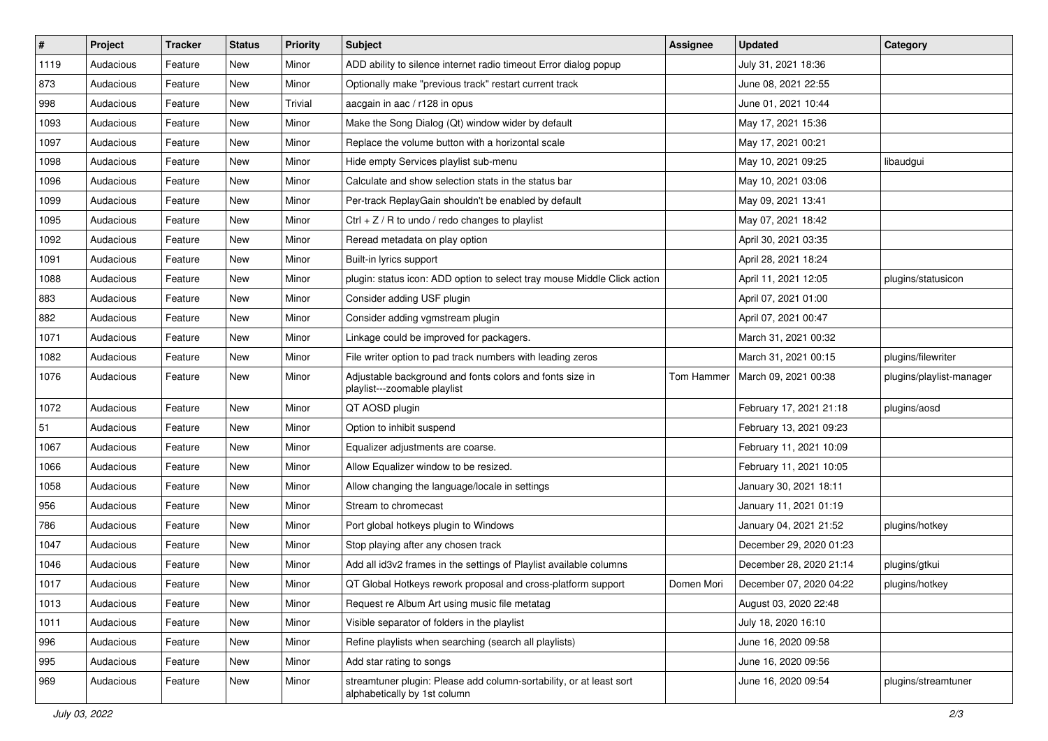| # | Project | Tracker | Status | Priority | Subject | Assignee | Updated | Category |
|---|---|---|---|---|---|---|---|---|
| 1119 | Audacious | Feature | New | Minor | ADD ability to silence internet radio timeout Error dialog popup | | July 31, 2021 18:36 | |
| 873 | Audacious | Feature | New | Minor | Optionally make "previous track" restart current track | | June 08, 2021 22:55 | |
| 998 | Audacious | Feature | New | Trivial | aacgain in aac / r128 in opus | | June 01, 2021 10:44 | |
| 1093 | Audacious | Feature | New | Minor | Make the Song Dialog (Qt) window wider by default | | May 17, 2021 15:36 | |
| 1097 | Audacious | Feature | New | Minor | Replace the volume button with a horizontal scale | | May 17, 2021 00:21 | |
| 1098 | Audacious | Feature | New | Minor | Hide empty Services playlist sub-menu | | May 10, 2021 09:25 | libaudgui |
| 1096 | Audacious | Feature | New | Minor | Calculate and show selection stats in the status bar | | May 10, 2021 03:06 | |
| 1099 | Audacious | Feature | New | Minor | Per-track ReplayGain shouldn't be enabled by default | | May 09, 2021 13:41 | |
| 1095 | Audacious | Feature | New | Minor | Ctrl + Z / R to undo / redo changes to playlist | | May 07, 2021 18:42 | |
| 1092 | Audacious | Feature | New | Minor | Reread metadata on play option | | April 30, 2021 03:35 | |
| 1091 | Audacious | Feature | New | Minor | Built-in lyrics support | | April 28, 2021 18:24 | |
| 1088 | Audacious | Feature | New | Minor | plugin: status icon: ADD option to select tray mouse Middle Click action | | April 11, 2021 12:05 | plugins/statusicon |
| 883 | Audacious | Feature | New | Minor | Consider adding USF plugin | | April 07, 2021 01:00 | |
| 882 | Audacious | Feature | New | Minor | Consider adding vgmstream plugin | | April 07, 2021 00:47 | |
| 1071 | Audacious | Feature | New | Minor | Linkage could be improved for packagers. | | March 31, 2021 00:32 | |
| 1082 | Audacious | Feature | New | Minor | File writer option to pad track numbers with leading zeros | | March 31, 2021 00:15 | plugins/filewriter |
| 1076 | Audacious | Feature | New | Minor | Adjustable background and fonts colors and fonts size in playlist---zoomable playlist | Tom Hammer | March 09, 2021 00:38 | plugins/playlist-manager |
| 1072 | Audacious | Feature | New | Minor | QT AOSD plugin | | February 17, 2021 21:18 | plugins/aosd |
| 51 | Audacious | Feature | New | Minor | Option to inhibit suspend | | February 13, 2021 09:23 | |
| 1067 | Audacious | Feature | New | Minor | Equalizer adjustments are coarse. | | February 11, 2021 10:09 | |
| 1066 | Audacious | Feature | New | Minor | Allow Equalizer window to be resized. | | February 11, 2021 10:05 | |
| 1058 | Audacious | Feature | New | Minor | Allow changing the language/locale in settings | | January 30, 2021 18:11 | |
| 956 | Audacious | Feature | New | Minor | Stream to chromecast | | January 11, 2021 01:19 | |
| 786 | Audacious | Feature | New | Minor | Port global hotkeys plugin to Windows | | January 04, 2021 21:52 | plugins/hotkey |
| 1047 | Audacious | Feature | New | Minor | Stop playing after any chosen track | | December 29, 2020 01:23 | |
| 1046 | Audacious | Feature | New | Minor | Add all id3v2 frames in the settings of Playlist available columns | | December 28, 2020 21:14 | plugins/gtkui |
| 1017 | Audacious | Feature | New | Minor | QT Global Hotkeys rework proposal and cross-platform support | Domen Mori | December 07, 2020 04:22 | plugins/hotkey |
| 1013 | Audacious | Feature | New | Minor | Request re Album Art using music file metatag | | August 03, 2020 22:48 | |
| 1011 | Audacious | Feature | New | Minor | Visible separator of folders in the playlist | | July 18, 2020 16:10 | |
| 996 | Audacious | Feature | New | Minor | Refine playlists when searching (search all playlists) | | June 16, 2020 09:58 | |
| 995 | Audacious | Feature | New | Minor | Add star rating to songs | | June 16, 2020 09:56 | |
| 969 | Audacious | Feature | New | Minor | streamtuner plugin: Please add column-sortability, or at least sort alphabetically by 1st column | | June 16, 2020 09:54 | plugins/streamtuner |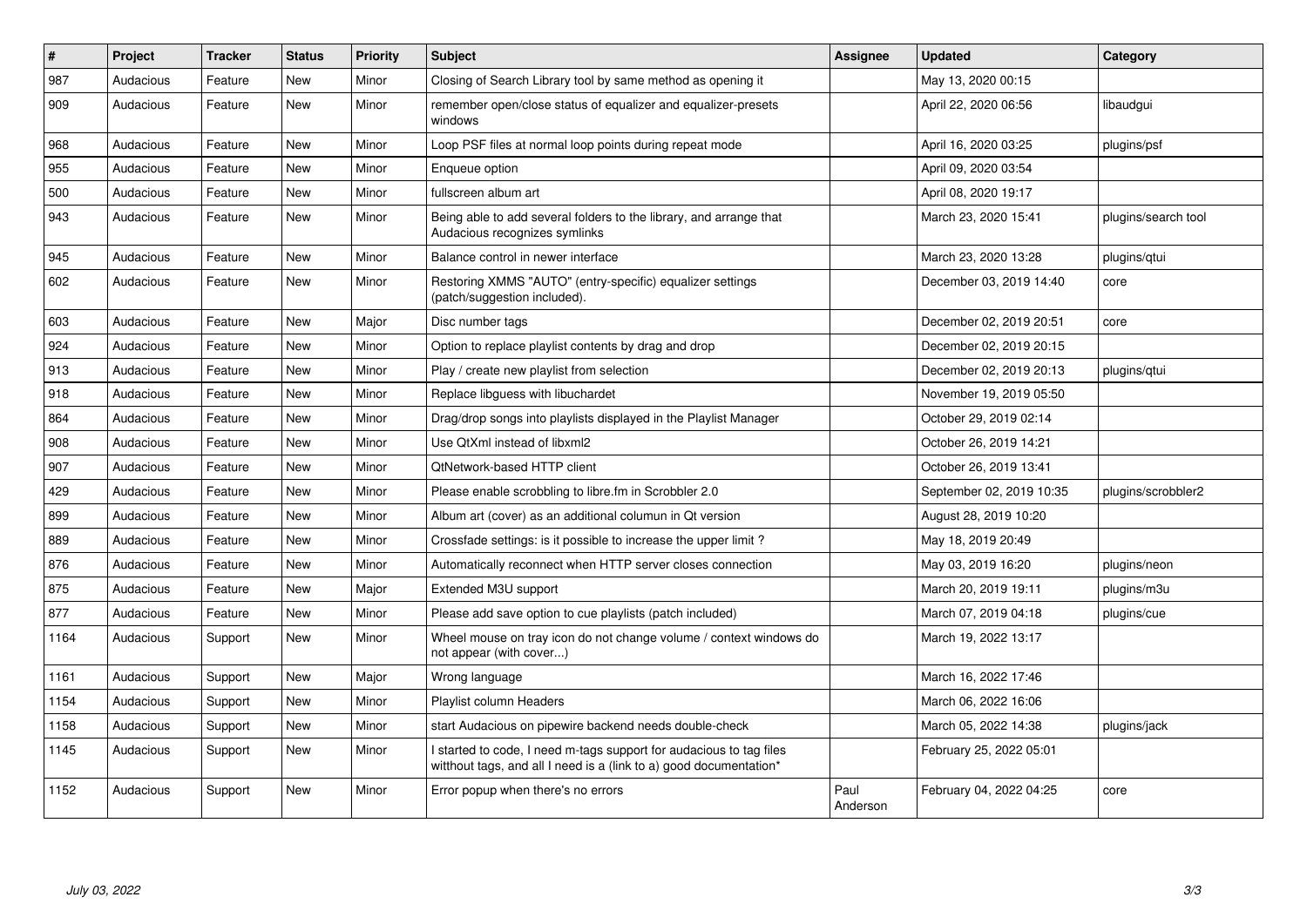| # | Project | Tracker | Status | Priority | Subject | Assignee | Updated | Category |
|---|---|---|---|---|---|---|---|---|
| 987 | Audacious | Feature | New | Minor | Closing of Search Library tool by same method as opening it | | May 13, 2020 00:15 | |
| 909 | Audacious | Feature | New | Minor | remember open/close status of equalizer and equalizer-presets windows | | April 22, 2020 06:56 | libaudgui |
| 968 | Audacious | Feature | New | Minor | Loop PSF files at normal loop points during repeat mode | | April 16, 2020 03:25 | plugins/psf |
| 955 | Audacious | Feature | New | Minor | Enqueue option | | April 09, 2020 03:54 | |
| 500 | Audacious | Feature | New | Minor | fullscreen album art | | April 08, 2020 19:17 | |
| 943 | Audacious | Feature | New | Minor | Being able to add several folders to the library, and arrange that Audacious recognizes symlinks | | March 23, 2020 15:41 | plugins/search tool |
| 945 | Audacious | Feature | New | Minor | Balance control in newer interface | | March 23, 2020 13:28 | plugins/qtui |
| 602 | Audacious | Feature | New | Minor | Restoring XMMS "AUTO" (entry-specific) equalizer settings (patch/suggestion included). | | December 03, 2019 14:40 | core |
| 603 | Audacious | Feature | New | Major | Disc number tags | | December 02, 2019 20:51 | core |
| 924 | Audacious | Feature | New | Minor | Option to replace playlist contents by drag and drop | | December 02, 2019 20:15 | |
| 913 | Audacious | Feature | New | Minor | Play / create new playlist from selection | | December 02, 2019 20:13 | plugins/qtui |
| 918 | Audacious | Feature | New | Minor | Replace libguess with libuchardet | | November 19, 2019 05:50 | |
| 864 | Audacious | Feature | New | Minor | Drag/drop songs into playlists displayed in the Playlist Manager | | October 29, 2019 02:14 | |
| 908 | Audacious | Feature | New | Minor | Use QtXml instead of libxml2 | | October 26, 2019 14:21 | |
| 907 | Audacious | Feature | New | Minor | QtNetwork-based HTTP client | | October 26, 2019 13:41 | |
| 429 | Audacious | Feature | New | Minor | Please enable scrobbling to libre.fm in Scrobbler 2.0 | | September 02, 2019 10:35 | plugins/scrobbler2 |
| 899 | Audacious | Feature | New | Minor | Album art (cover) as an additional columun in Qt version | | August 28, 2019 10:20 | |
| 889 | Audacious | Feature | New | Minor | Crossfade settings: is it possible to increase the upper limit ? | | May 18, 2019 20:49 | |
| 876 | Audacious | Feature | New | Minor | Automatically reconnect when HTTP server closes connection | | May 03, 2019 16:20 | plugins/neon |
| 875 | Audacious | Feature | New | Major | Extended M3U support | | March 20, 2019 19:11 | plugins/m3u |
| 877 | Audacious | Feature | New | Minor | Please add save option to cue playlists (patch included) | | March 07, 2019 04:18 | plugins/cue |
| 1164 | Audacious | Support | New | Minor | Wheel mouse on tray icon do not change volume / context windows do not appear (with cover...) | | March 19, 2022 13:17 | |
| 1161 | Audacious | Support | New | Major | Wrong language | | March 16, 2022 17:46 | |
| 1154 | Audacious | Support | New | Minor | Playlist column Headers | | March 06, 2022 16:06 | |
| 1158 | Audacious | Support | New | Minor | start Audacious on pipewire backend needs double-check | | March 05, 2022 14:38 | plugins/jack |
| 1145 | Audacious | Support | New | Minor | I started to code, I need m-tags support for audacious to tag files witthout tags, and all I need is a (link to a) good documentation* | | February 25, 2022 05:01 | |
| 1152 | Audacious | Support | New | Minor | Error popup when there's no errors | Paul Anderson | February 04, 2022 04:25 | core |